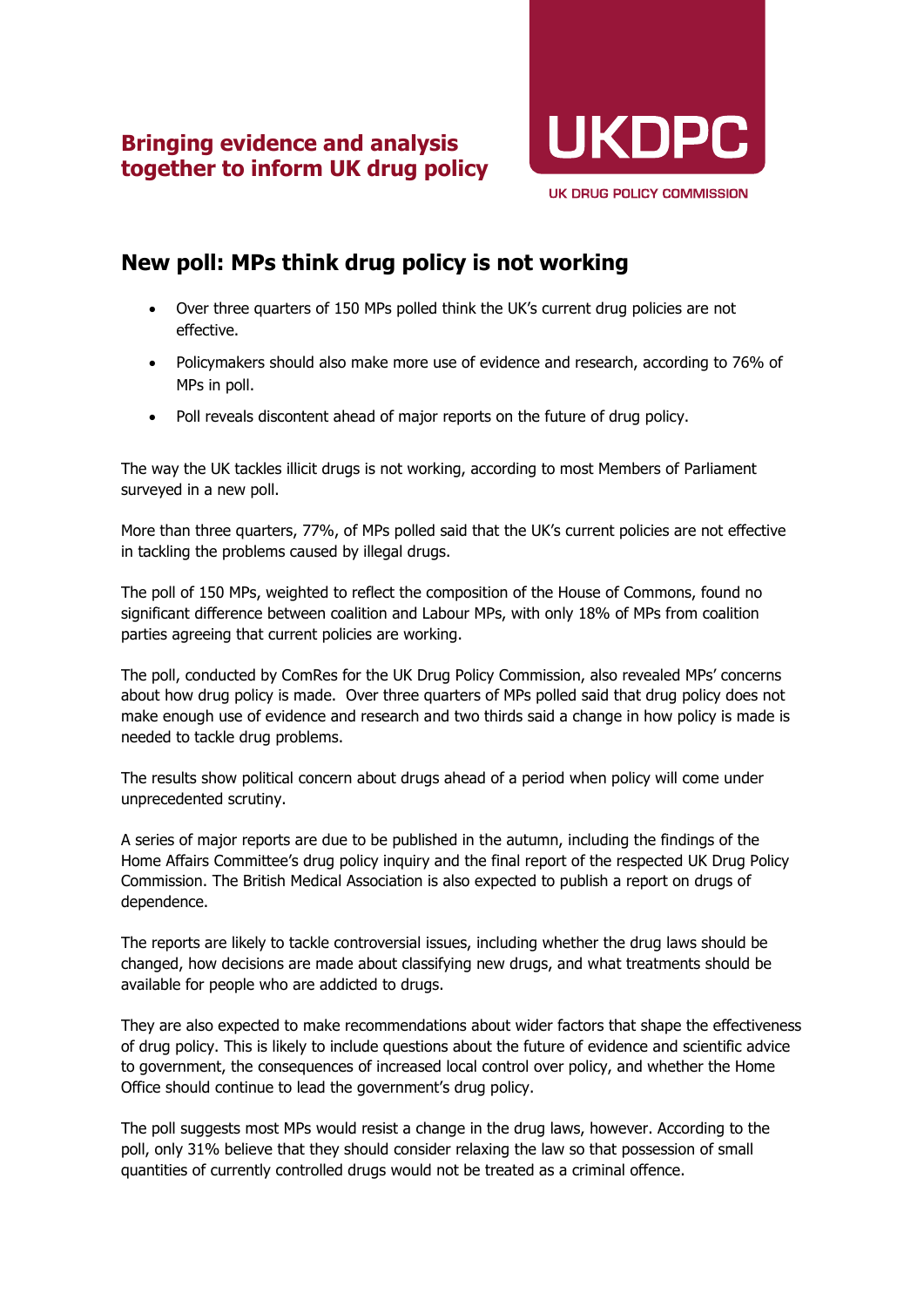**Bringing evidence and analysis together to inform UK drug policy**

UKDPC

UK DRUG POLICY COMMISSION

## New poll: MPs think drug policy is not working

- Over three quarters of 150 MPs polled think the UK's current drug policies are not effective.
- Policymakers should also make more use of evidence and research, according to 76% of MPs in poll.
- Poll reveals discontent ahead of major reports on the future of drug policy.

The way the UK tackles illicit drugs is not working, according to most Members of Parliament surveyed in a new poll.

More than three quarters, 77%, of MPs polled said that the UK's current policies are not effective in tackling the problems caused by illegal drugs.

The poll of 150 MPs, weighted to reflect the composition of the House of Commons, found no significant difference between coalition and Labour MPs, with only 18% of MPs from coalition parties agreeing that current policies are working.

The poll, conducted by ComRes for the UK Drug Policy Commission, also revealed MPs' concerns about how drug policy is made. Over three quarters of MPs polled said that drug policy does not make enough use of evidence and research and two thirds said a change in how policy is made is needed to tackle drug problems.

The results show political concern about drugs ahead of a period when policy will come under unprecedented scrutiny.

A series of major reports are due to be published in the autumn, including the findings of the Home Affairs Committee's drug policy inquiry and the final report of the respected UK Drug Policy Commission. The British Medical Association is also expected to publish a report on drugs of dependence.

The reports are likely to tackle controversial issues, including whether the drug laws should be changed, how decisions are made about classifying new drugs, and what treatments should be available for people who are addicted to drugs.

They are also expected to make recommendations about wider factors that shape the effectiveness of drug policy. This is likely to include questions about the future of evidence and scientific advice to government, the consequences of increased local control over policy, and whether the Home Office should continue to lead the government's drug policy.

The poll suggests most MPs would resist a change in the drug laws, however. According to the poll, only 31% believe that they should consider relaxing the law so that possession of small quantities of currently controlled drugs would not be treated as a criminal offence.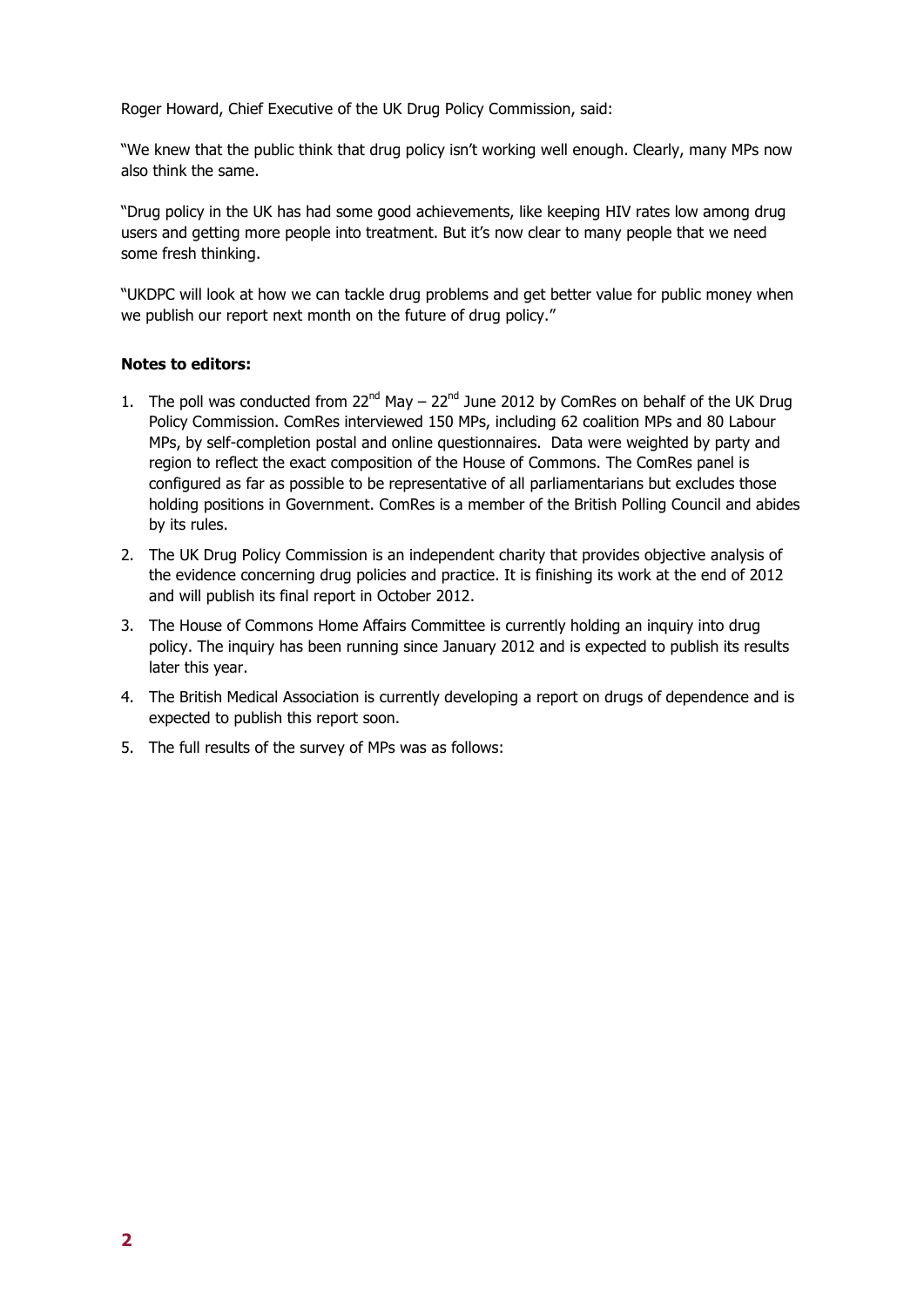Roger Howard, Chief Executive of the UK Drug Policy Commission, said:

"We knew that the public think that drug policy isn't working well enough. Clearly, many MPs now also think the same.

"Drug policy in the UK has had some good achievements, like keeping HIV rates low among drug users and getting more people into treatment. But it's now clear to many people that we need some fresh thinking.

"UKDPC will look at how we can tackle drug problems and get better value for public money when we publish our report next month on the future of drug policy."

**Notes to editors:**

1. The poll was conducted from 22nd May – 22nd June 2012 by ComRes on behalf of the UK Drug Policy Commission. ComRes interviewed 150 MPs, including 62 coalition MPs and 80 Labour MPs, by self-completion postal and online questionnaires. Data were weighted by party and region to reflect the exact composition of the House of Commons. The ComRes panel is configured as far as possible to be representative of all parliamentarians but excludes those holding positions in Government. ComRes is a member of the British Polling Council and abides by its rules.
2. The UK Drug Policy Commission is an independent charity that provides objective analysis of the evidence concerning drug policies and practice. It is finishing its work at the end of 2012 and will publish its final report in October 2012.
3. The House of Commons Home Affairs Committee is currently holding an inquiry into drug policy. The inquiry has been running since January 2012 and is expected to publish its results later this year.
4. The British Medical Association is currently developing a report on drugs of dependence and is expected to publish this report soon.
5. The full results of the survey of MPs was as follows: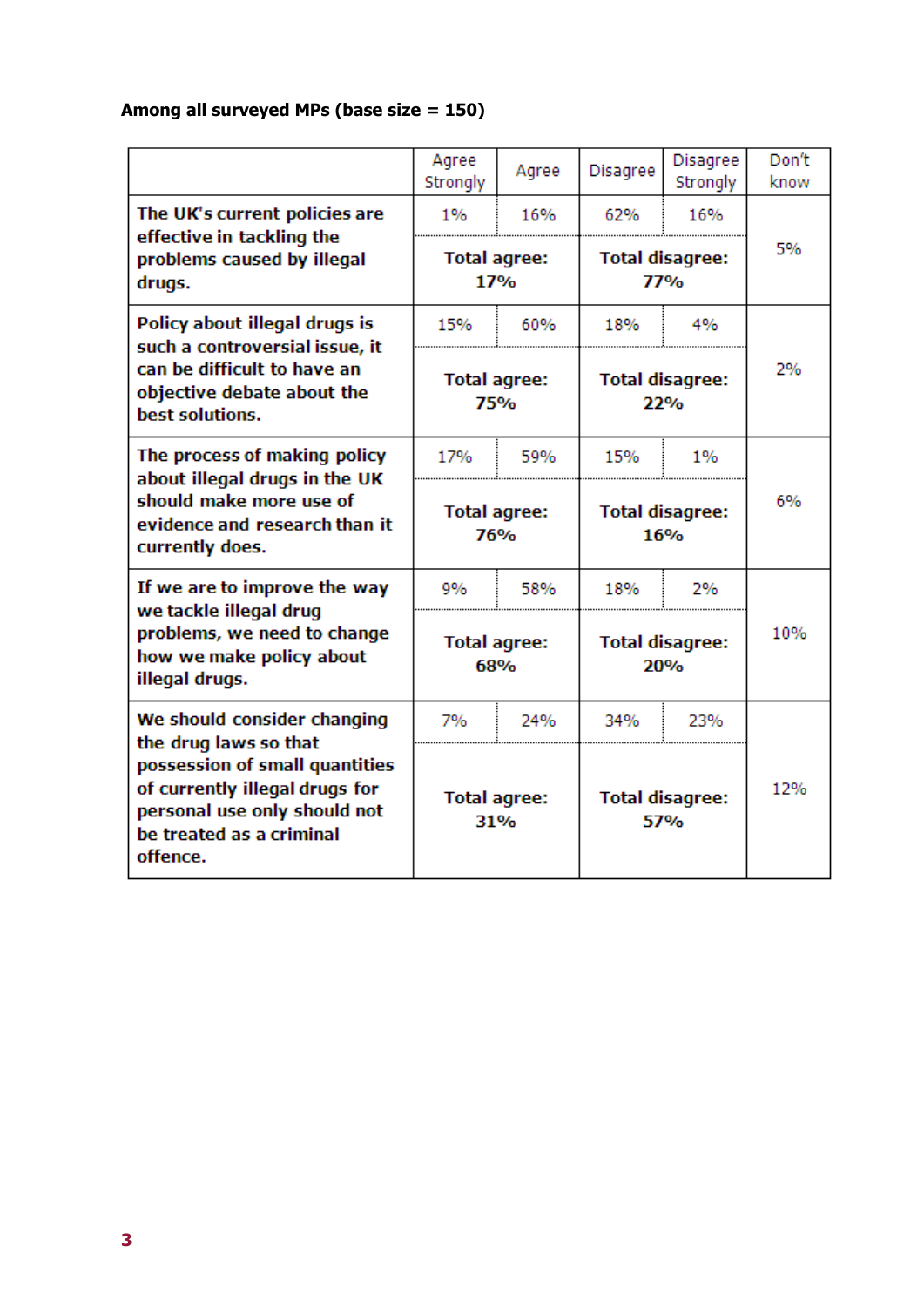**Among all surveyed MPs (base size = 150)**

| | Agree Strongly | Agree | Disagree | Disagree Strongly | Don't know |
|---|---|---|---|---|---|
| **The UK's current policies are effective in tackling the problems caused by illegal drugs.** | 1% | 16% | 62% | 16% | 5% |
| | **Total agree: 17%** | | **Total disagree: 77%** | | |
| **Policy about illegal drugs is such a controversial issue, it can be difficult to have an objective debate about the best solutions.** | 15% | 60% | 18% | 4% | 2% |
| | **Total agree: 75%** | | **Total disagree: 22%** | | |
| **The process of making policy about illegal drugs in the UK should make more use of evidence and research than it currently does.** | 17% | 59% | 15% | 1% | 6% |
| | **Total agree: 76%** | | **Total disagree: 16%** | | |
| **If we are to improve the way we tackle illegal drug problems, we need to change how we make policy about illegal drugs.** | 9% | 58% | 18% | 2% | 10% |
| | **Total agree: 68%** | | **Total disagree: 20%** | | |
| **We should consider changing the drug laws so that possession of small quantities of currently illegal drugs for personal use only should not be treated as a criminal offence.** | 7% | 24% | 34% | 23% | 12% |
| | **Total agree: 31%** | | **Total disagree: 57%** | | |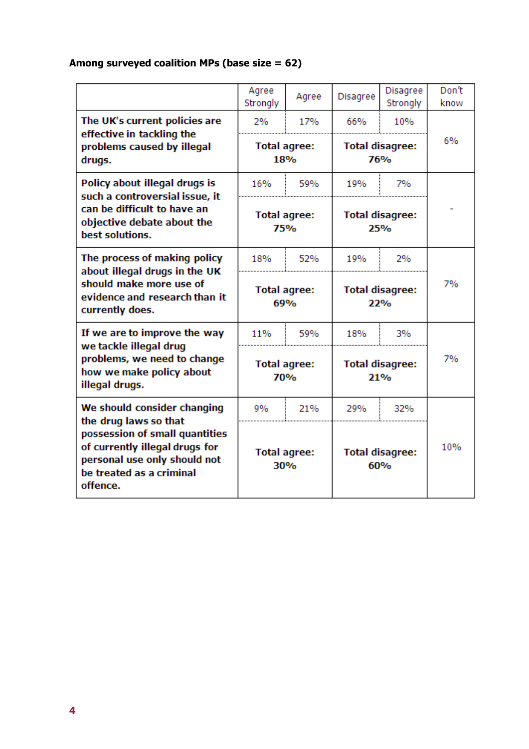**Among surveyed coalition MPs (base size = 62)**

| | Agree Strongly | Agree | Disagree | Disagree Strongly | Don't know |
|---|---|---|---|---|---|
| **The UK's current policies are effective in tackling the problems caused by illegal drugs.** | 2% | 17% | 66% | 10% | 6% |
| | **Total agree: 18%** | | **Total disagree: 76%** | | |
| **Policy about illegal drugs is such a controversial issue, it can be difficult to have an objective debate about the best solutions.** | 16% | 59% | 19% | 7% | - |
| | **Total agree: 75%** | | **Total disagree: 25%** | | |
| **The process of making policy about illegal drugs in the UK should make more use of evidence and research than it currently does.** | 18% | 52% | 19% | 2% | 7% |
| | **Total agree: 69%** | | **Total disagree: 22%** | | |
| **If we are to improve the way we tackle illegal drug problems, we need to change how we make policy about illegal drugs.** | 11% | 59% | 18% | 3% | 7% |
| | **Total agree: 70%** | | **Total disagree: 21%** | | |
| **We should consider changing the drug laws so that possession of small quantities of currently illegal drugs for personal use only should not be treated as a criminal offence.** | 9% | 21% | 29% | 32% | 10% |
| | **Total agree: 30%** | | **Total disagree: 60%** | | |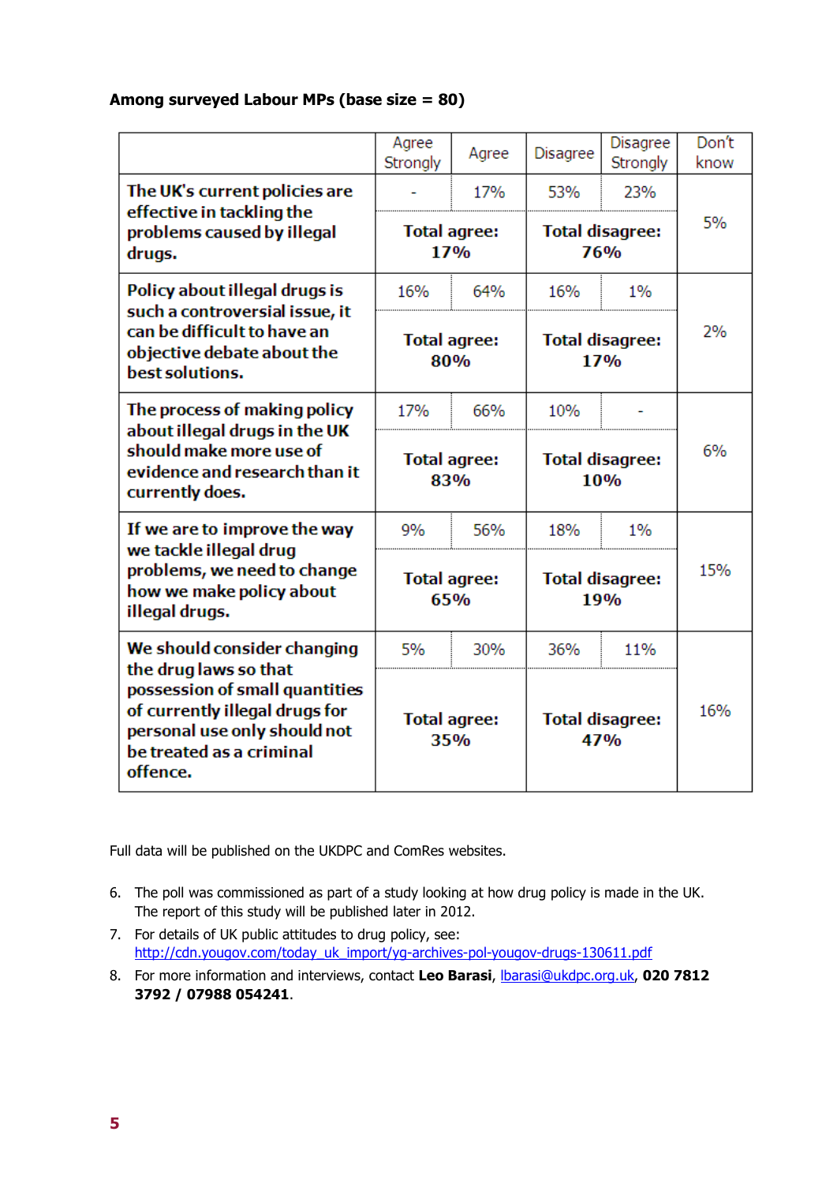**Among surveyed Labour MPs (base size = 80)**

| | Agree Strongly | Agree | Disagree | Disagree Strongly | Don't know |
|---|---|---|---|---|---|
| **The UK's current policies are effective in tackling the problems caused by illegal drugs.** | - | 17% | 53% | 23% | 5% |
| | **Total agree: 17%** | | **Total disagree: 76%** | | |
| **Policy about illegal drugs is such a controversial issue, it can be difficult to have an objective debate about the best solutions.** | 16% | 64% | 16% | 1% | 2% |
| | **Total agree: 80%** | | **Total disagree: 17%** | | |
| **The process of making policy about illegal drugs in the UK should make more use of evidence and research than it currently does.** | 17% | 66% | 10% | - | 6% |
| | **Total agree: 83%** | | **Total disagree: 10%** | | |
| **If we are to improve the way we tackle illegal drug problems, we need to change how we make policy about illegal drugs.** | 9% | 56% | 18% | 1% | 15% |
| | **Total agree: 65%** | | **Total disagree: 19%** | | |
| **We should consider changing the drug laws so that possession of small quantities of currently illegal drugs for personal use only should not be treated as a criminal offence.** | 5% | 30% | 36% | 11% | 16% |
| | **Total agree: 35%** | | **Total disagree: 47%** | | |

Full data will be published on the UKDPC and ComRes websites.

6. The poll was commissioned as part of a study looking at how drug policy is made in the UK. The report of this study will be published later in 2012.
7. For details of UK public attitudes to drug policy, see: http://cdn.yougov.com/today_uk_import/yg-archives-pol-yougov-drugs-130611.pdf
8. For more information and interviews, contact **Leo Barasi**, lbarasi@ukdpc.org.uk, **020 7812 3792 / 07988 054241**.